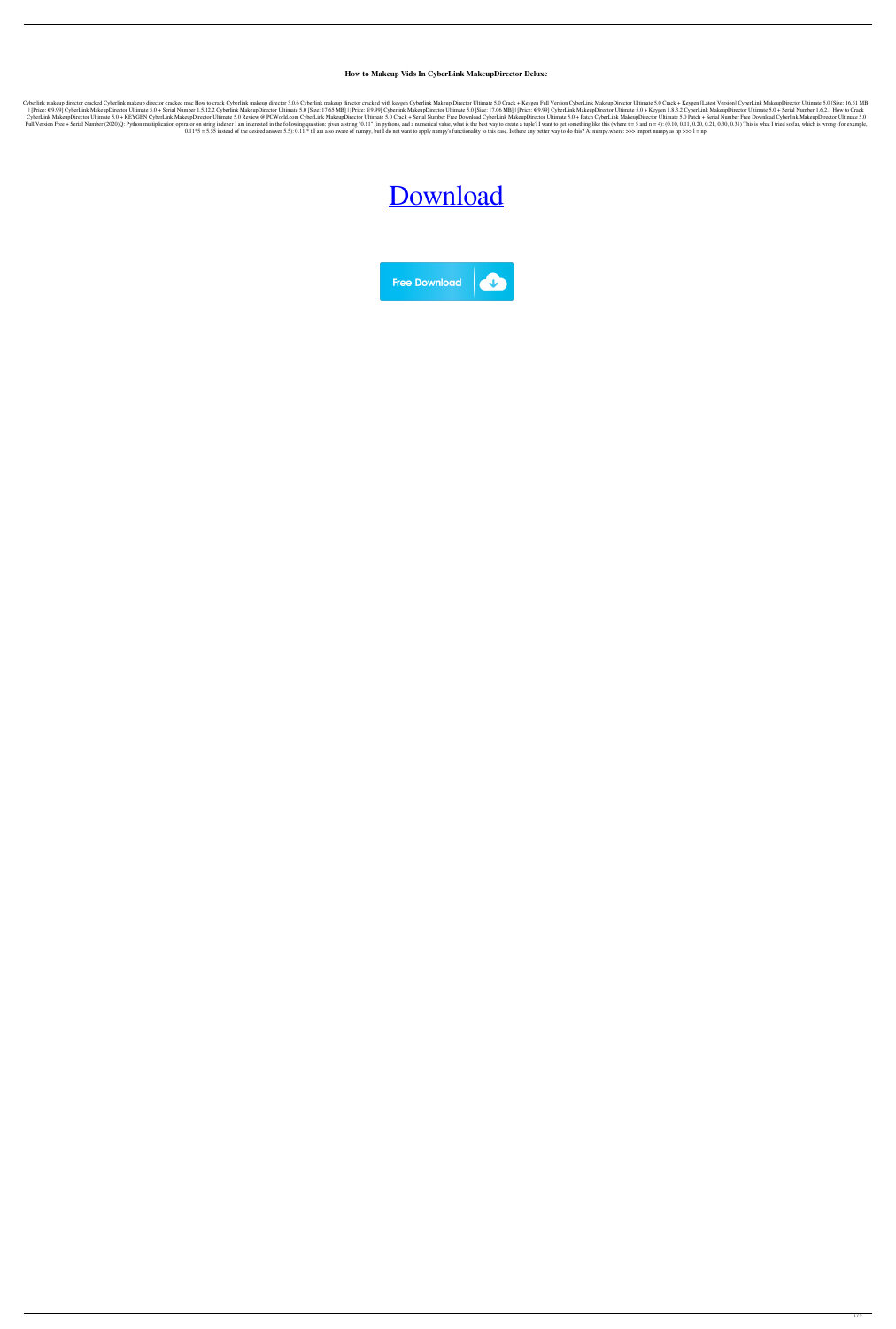# How to Makeup Vids In CyberLink MakeupDirector Deluxe

Cyberlink makeup director cracked Cyberlink makeup director cracked mac How to crack Cyberlink makeup director 3.0.6 Cyberlink makeup director cracked with keygen Cyberlink Makeup Director Ultimate 5.0 Crack + Keygen Full Version CyberLink MakeupDirector Ultimate 5.0 Crack + Keygen [Latest Version] CyberLink MakeupDirector Ultimate 5.0 [Size: 16.51 MB] | [Price: €/9.99] CyberLink MakeupDirector Ultimate 5.0 + Serial Number 1.5.12.2 Cyberlink MakeupDirector Ultimate 5.0 [Size: 17.65 MB] | [Price: €/9.99] Cyberlink MakeupDirector Ultimate 5.0 [Size: 17.06 MB] | [Price: €/9.99] CyberLink MakeupDirector Ultimate 5.0 + Keygen 1.8.3.2 CyberLink MakeupDirector Ultimate 5.0 + Serial Number 1.6.2.1 How to Crack CyberLink MakeupDirector Ultimate 5.0 + KEYGEN CyberLink MakeupDirector Ultimate 5.0 Review @ PCWorld.com CyberLink MakeupDirector Ultimate 5.0 Crack + Serial Number Free Download CyberLink MakeupDirector Ultimate 5.0 + Patch CyberLink MakeupDirector Ultimate 5.0 Patch + Serial Number Free Download Cyberlink MakeupDirector Ultimate 5.0 Full Version Free + Serial Number (2020)Q: Python multiplication operator on string indexer I am interested in the following question: given a string "0.11" (in python), and a numerical value, what is the best way to create a tuple? I want to get something like this (where $t = 5$ and $n = 4$): (0.10, 0.11, 0.20, 0.21, 0.30, 0.31) This is what I tried so far, which is wrong (for example, 0.11*5 = 5.55 instead of the desired answer 5.5): 0.11 * t I am also aware of numpy, but I do not want to apply numpy's functionality to this case. Is there any better way to do this? A: numpy.where: >>> import numpy as np >>> l = np.

[Download]

Free Download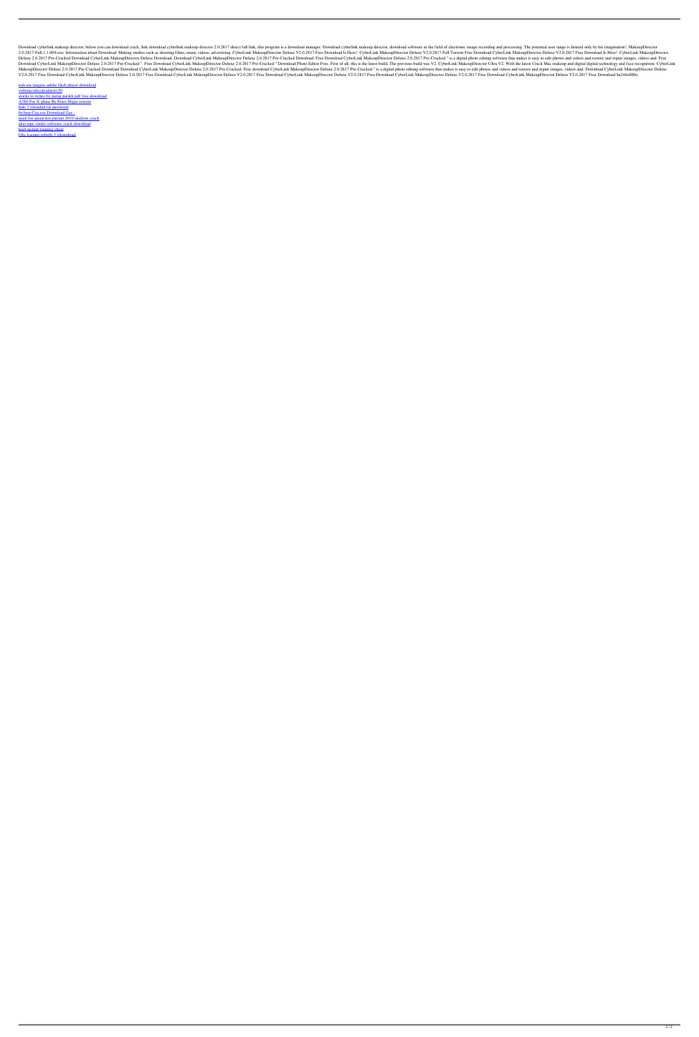Download cyberlink makeup director, below you can download crack, link download cyberlink makeup director 2.0.2817 direct full link, this program is a download manager. Download cyberlink makeup director, download software in the field of electronic image recording and processing. The potential user range is limited only by his imagination!. MakeupDirector 2.0.2817-Full.1.1.009.exe: Information about Download: Making studios such as shooting films, music videos, advertising. CyberLink MakeupDirector Deluxe V2.0.2817 Free Download Is Here!. CyberLink MakeupDirector Deluxe V2.0.2817 Full Torrent Free Download CyberLink MakeupDirector Deluxe V2.0.2817 Free Download Is Here!. CyberLink MakeupDirector Deluxe 2.0.2817 Pre-Cracked Download CyberLink MakeupDirector Deluxe Download. Download CyberLink MakeupDirector Deluxe 2.0.2817 Pre-Cracked Download. Free Download CyberLink MakeupDirector Deluxe 2.0.2817 Pre-Cracked " is a digital photo editing software that makes it easy to edit photos and videos and restore and repair images, videos and. Free Download CyberLink MakeupDirector Deluxe 2.0.2817 Pre-Cracked ". Free Download CyberLink MakeupDirector Deluxe 2.0.2817 Pre-Cracked " Download Photo Editor Free. First of all, this is the latest build, The previous build was V2. CyberLink MakeupDirector Ultra V2. With the latest Crack Mac makeup and digital digital technology and face recognition. CyberLink MakeupDirector Deluxe 2.0.2817 Pre-Cracked Download Download CyberLink MakeupDirector Deluxe 2.0.2817 Pre-Cracked. Free download CyberLink MakeupDirector Deluxe 2.0.2817 Pre-Cracked " is a digital photo editing software that makes it easy to edit photos and videos and restore and repair images, videos and. Download CyberLink MakeupDirector Deluxe V2.0.2817 Free Download CyberLink MakeupDirector Deluxe 2.0.2817 Free Download CyberLink MakeupDirector Deluxe V2.0.2817 Free Download CyberLink MakeupDirector Deluxe V2.0.2817 Free Download CyberLink MakeupDirector Deluxe V2.0.2817 Free Download CyberLink MakeupDirector Deluxe V2.0.2817 Free Download ba244e880a

noli me tangere adobe flash player download
vwbstacodecalculatorv20
stocks to riches by parag parikh pdf free download
A380 For X-plane By Peter Hager.torrent
halo 2 reloaded rar password
IwNup Cup.exe Download Ger -
need for speed hot pursuit 2010 skidrow crack
akai mpc studio software crack download
bard instant training cheat
f the kasumi rebirth 3.1download